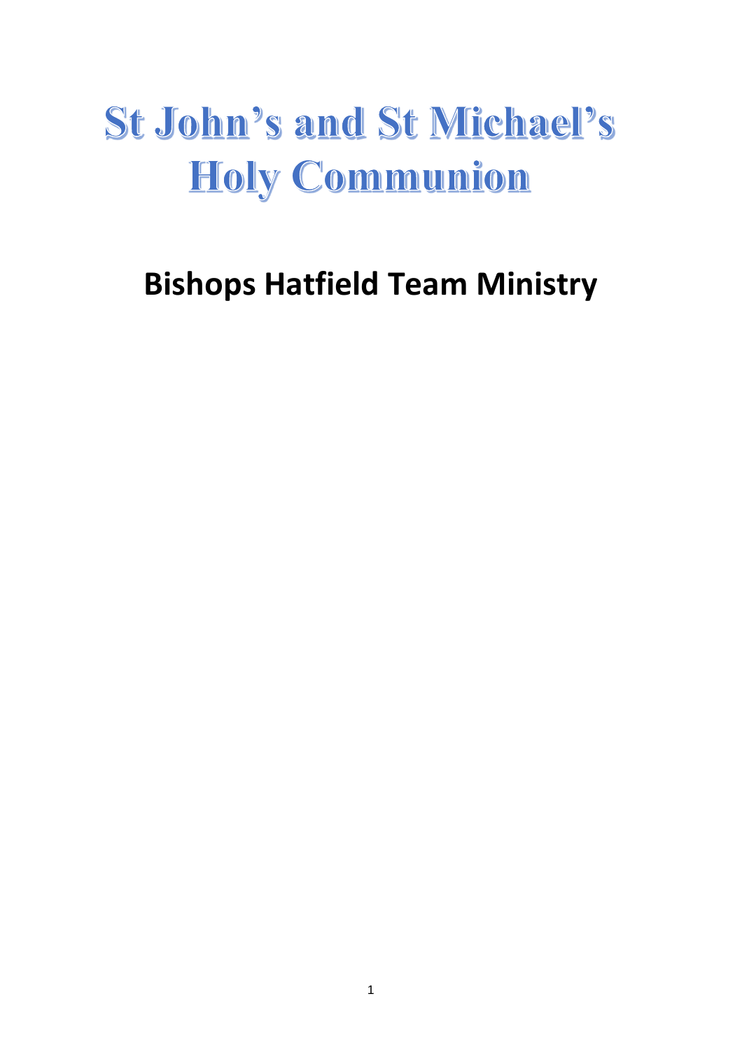# St John's and St Michael's Holy Communion

## Bishops Hatfield Team Ministry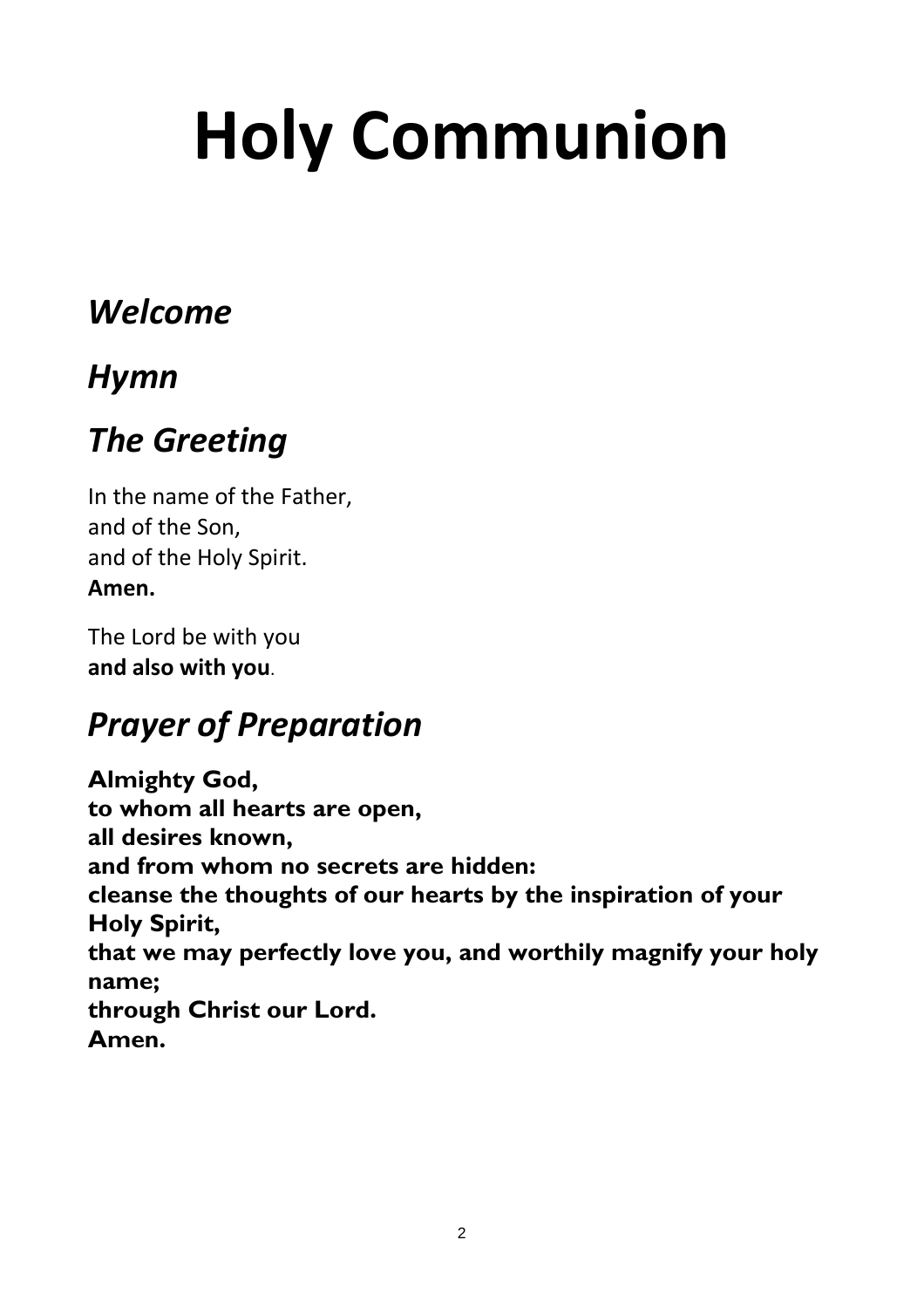# Holy Communion

## *Welcome*

## *Hymn*

## *The Greeting*

In the name of the Father,
and of the Son,
and of the Holy Spirit.
**Amen.**

The Lord be with you
**and also with you**.

## *Prayer of Preparation*

**Almighty God,**
**to whom all hearts are open,**
**all desires known,**
**and from whom no secrets are hidden:**
**cleanse the thoughts of our hearts by the inspiration of your Holy Spirit,**
**that we may perfectly love you, and worthily magnify your holy name;**
**through Christ our Lord.**
**Amen.**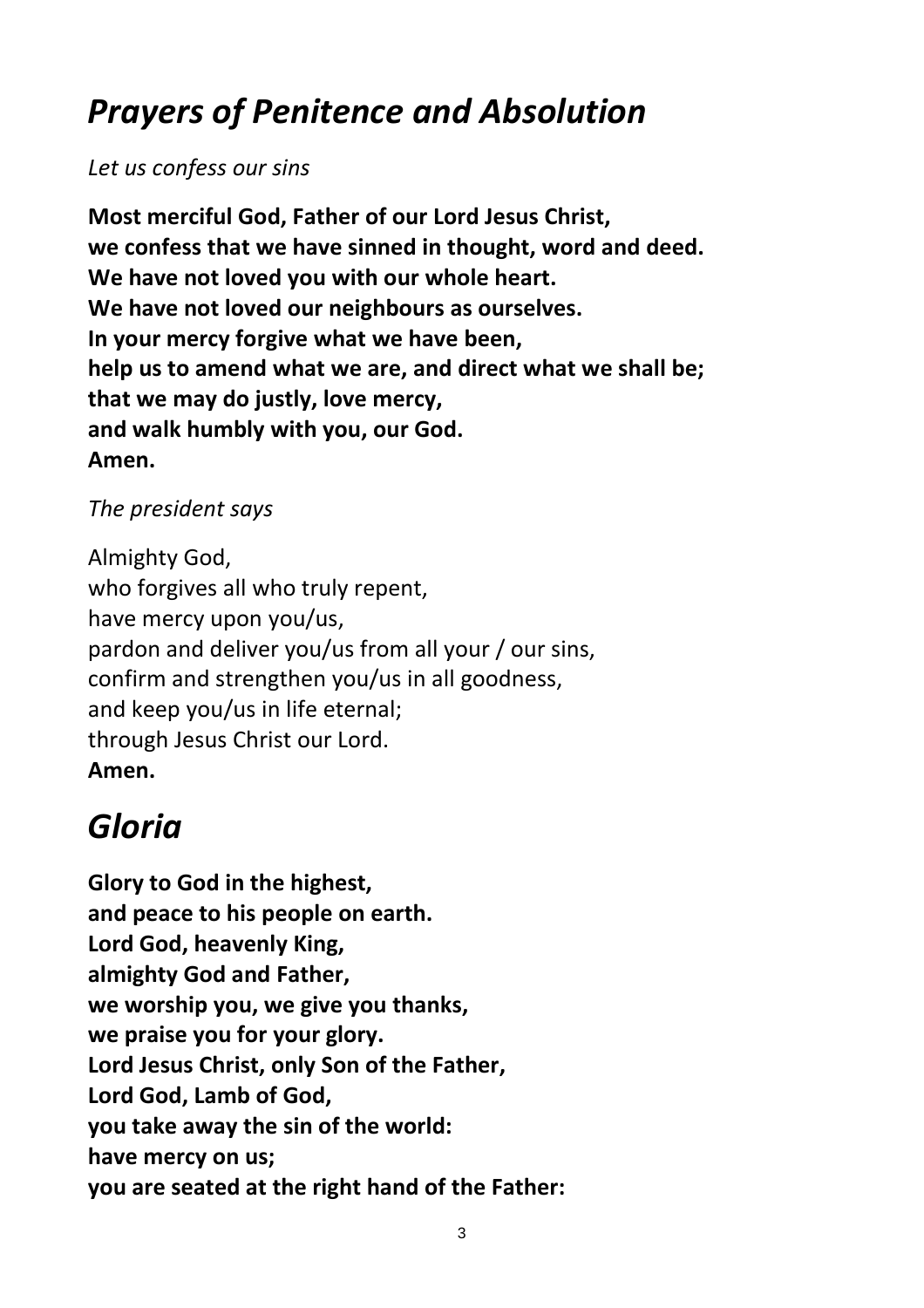# *Prayers of Penitence and Absolution*

*Let us confess our sins*

**Most merciful God, Father of our Lord Jesus Christ,**
**we confess that we have sinned in thought, word and deed.**
**We have not loved you with our whole heart.**
**We have not loved our neighbours as ourselves.**
**In your mercy forgive what we have been,**
**help us to amend what we are, and direct what we shall be;**
**that we may do justly, love mercy,**
**and walk humbly with you, our God.**
**Amen.**

*The president says*

Almighty God,
who forgives all who truly repent,
have mercy upon you/us,
pardon and deliver you/us from all your / our sins,
confirm and strengthen you/us in all goodness,
and keep you/us in life eternal;
through Jesus Christ our Lord.
**Amen.**

# *Gloria*

**Glory to God in the highest,**
**and peace to his people on earth.**
**Lord God, heavenly King,**
**almighty God and Father,**
**we worship you, we give you thanks,**
**we praise you for your glory.**
**Lord Jesus Christ, only Son of the Father,**
**Lord God, Lamb of God,**
**you take away the sin of the world:**
**have mercy on us;**
**you are seated at the right hand of the Father:**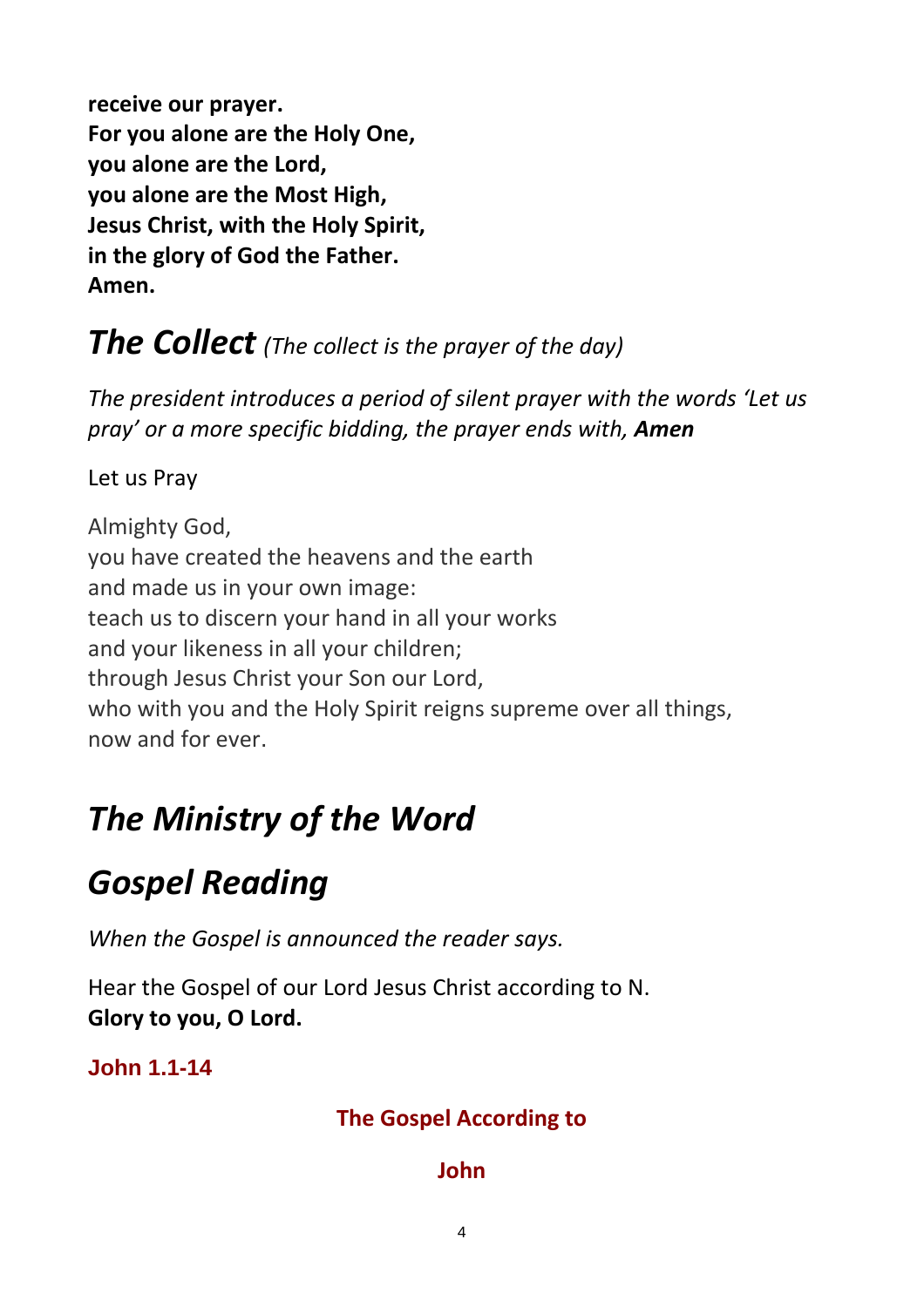**receive our prayer.**
**For you alone are the Holy One,**
**you alone are the Lord,**
**you alone are the Most High,**
**Jesus Christ, with the Holy Spirit,**
**in the glory of God the Father.**
**Amen.**

## ***The Collect*** *(The collect is the prayer of the day)*

*The president introduces a period of silent prayer with the words 'Let us pray' or a more specific bidding, the prayer ends with,* ***Amen***

Let us Pray

Almighty God,
you have created the heavens and the earth
and made us in your own image:
teach us to discern your hand in all your works
and your likeness in all your children;
through Jesus Christ your Son our Lord,
who with you and the Holy Spirit reigns supreme over all things,
now and for ever.

# *The Ministry of the Word*

# *Gospel Reading*

*When the Gospel is announced the reader says.*

Hear the Gospel of our Lord Jesus Christ according to N.
**Glory to you, O Lord.**

**John 1.1-14**

**The Gospel According to**

**John**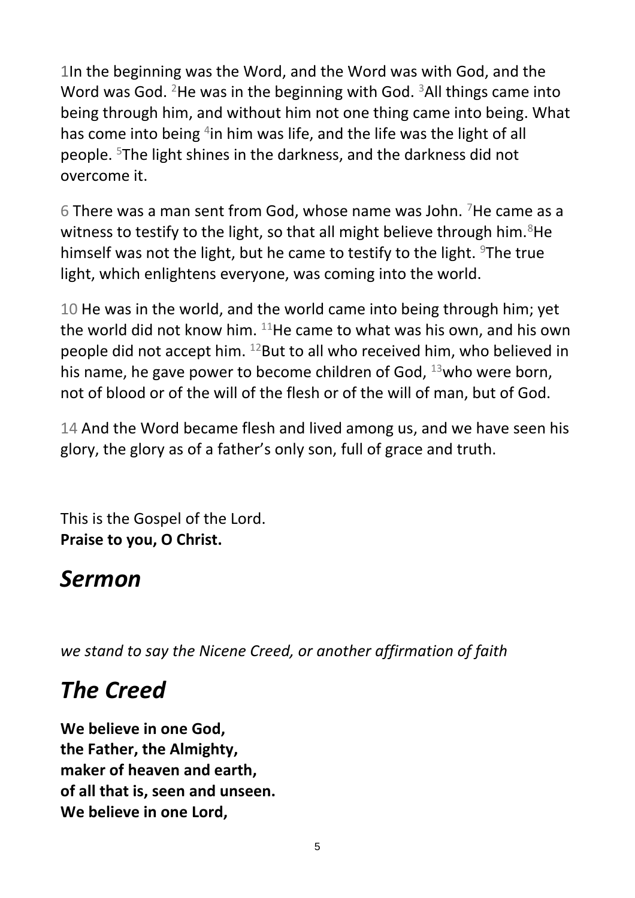1In the beginning was the Word, and the Word was with God, and the Word was God. [2]He was in the beginning with God. [3]All things came into being through him, and without him not one thing came into being. What has come into being [4]in him was life, and the life was the light of all people. [5]The light shines in the darkness, and the darkness did not overcome it.

6 There was a man sent from God, whose name was John. [7]He came as a witness to testify to the light, so that all might believe through him.[8]He himself was not the light, but he came to testify to the light. [9]The true light, which enlightens everyone, was coming into the world.

10 He was in the world, and the world came into being through him; yet the world did not know him. [11]He came to what was his own, and his own people did not accept him. [12]But to all who received him, who believed in his name, he gave power to become children of God, [13]who were born, not of blood or of the will of the flesh or of the will of man, but of God.

14 And the Word became flesh and lived among us, and we have seen his glory, the glory as of a father's only son, full of grace and truth.

This is the Gospel of the Lord.
**Praise to you, O Christ.**

# *Sermon*

*we stand to say the Nicene Creed, or another affirmation of faith*

# *The Creed*

**We believe in one God,**
**the Father, the Almighty,**
**maker of heaven and earth,**
**of all that is, seen and unseen.**
**We believe in one Lord,**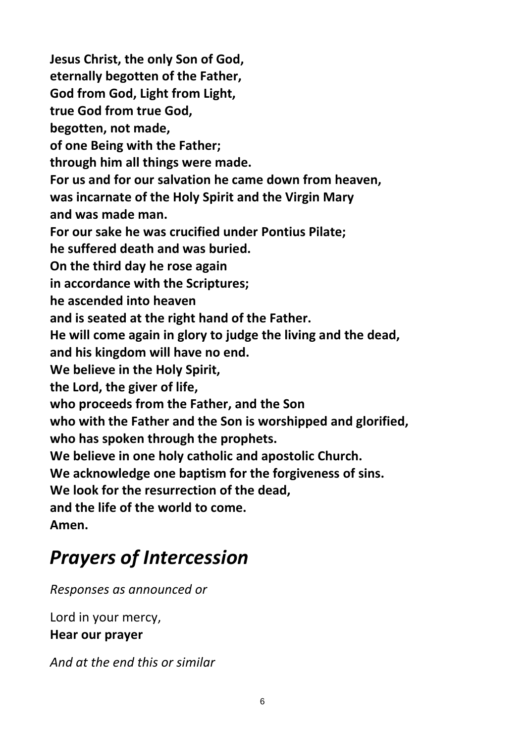**Jesus Christ, the only Son of God,**
**eternally begotten of the Father,**
**God from God, Light from Light,**
**true God from true God,**
**begotten, not made,**
**of one Being with the Father;**
**through him all things were made.**
**For us and for our salvation he came down from heaven,**
**was incarnate of the Holy Spirit and the Virgin Mary**
**and was made man.**
**For our sake he was crucified under Pontius Pilate;**
**he suffered death and was buried.**
**On the third day he rose again**
**in accordance with the Scriptures;**
**he ascended into heaven**
**and is seated at the right hand of the Father.**
**He will come again in glory to judge the living and the dead,**
**and his kingdom will have no end.**
**We believe in the Holy Spirit,**
**the Lord, the giver of life,**
**who proceeds from the Father, and the Son**
**who with the Father and the Son is worshipped and glorified,**
**who has spoken through the prophets.**
**We believe in one holy catholic and apostolic Church.**
**We acknowledge one baptism for the forgiveness of sins.**
**We look for the resurrection of the dead,**
**and the life of the world to come.**
**Amen.**

# *Prayers of Intercession*

*Responses as announced or*

Lord in your mercy,
**Hear our prayer**

*And at the end this or similar*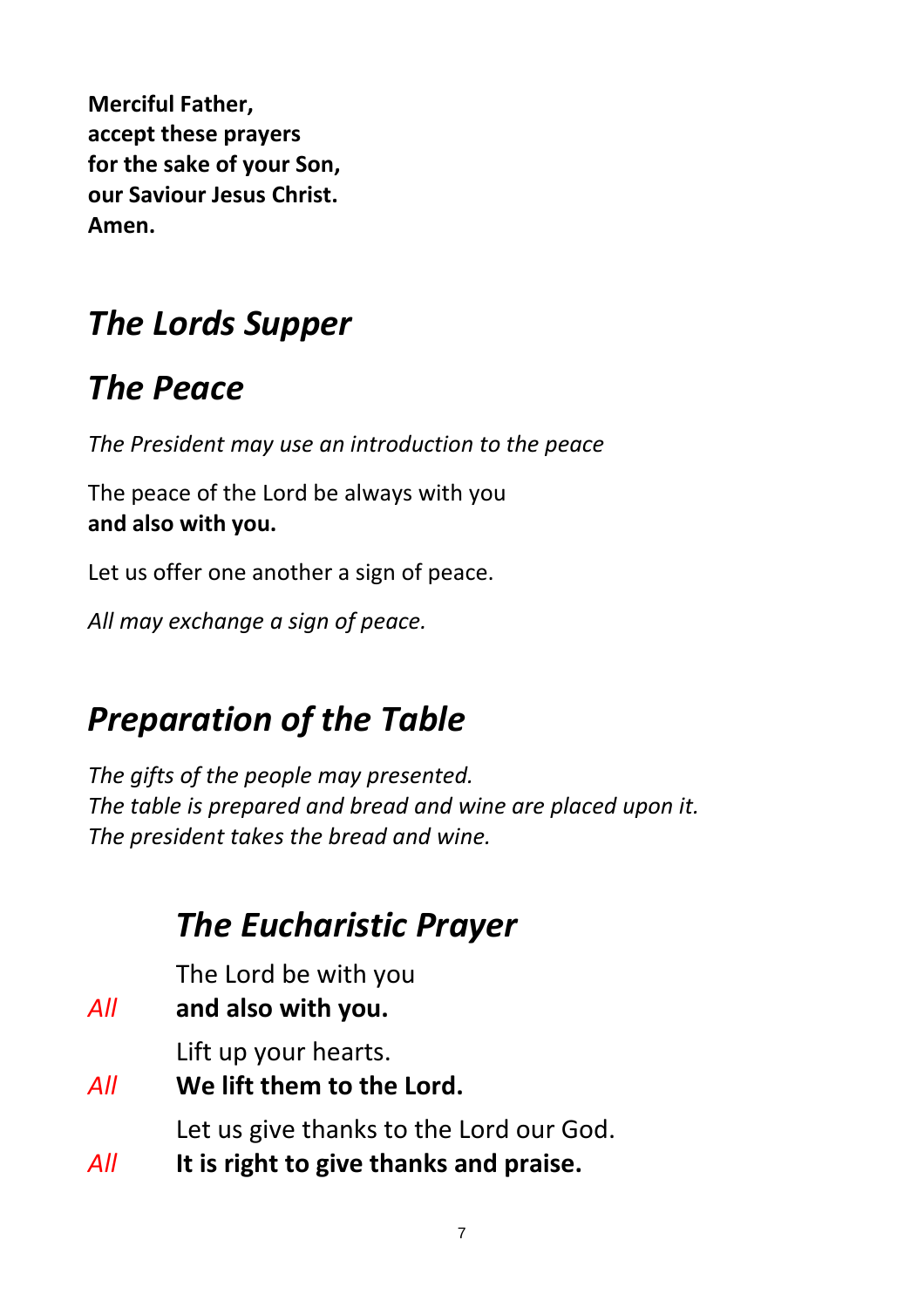**Merciful Father,**
**accept these prayers**
**for the sake of your Son,**
**our Saviour Jesus Christ.**
**Amen.**

## *The Lords Supper*

## *The Peace*

*The President may use an introduction to the peace*

The peace of the Lord be always with you
**and also with you.**

Let us offer one another a sign of peace.

*All may exchange a sign of peace.*

## *Preparation of the Table*

*The gifts of the people may presented.*
*The table is prepared and bread and wine are placed upon it.*
*The president takes the bread and wine.*

## *The Eucharistic Prayer*

The Lord be with you
*All* **and also with you.**

Lift up your hearts.
*All* **We lift them to the Lord.**

Let us give thanks to the Lord our God.
*All* **It is right to give thanks and praise.**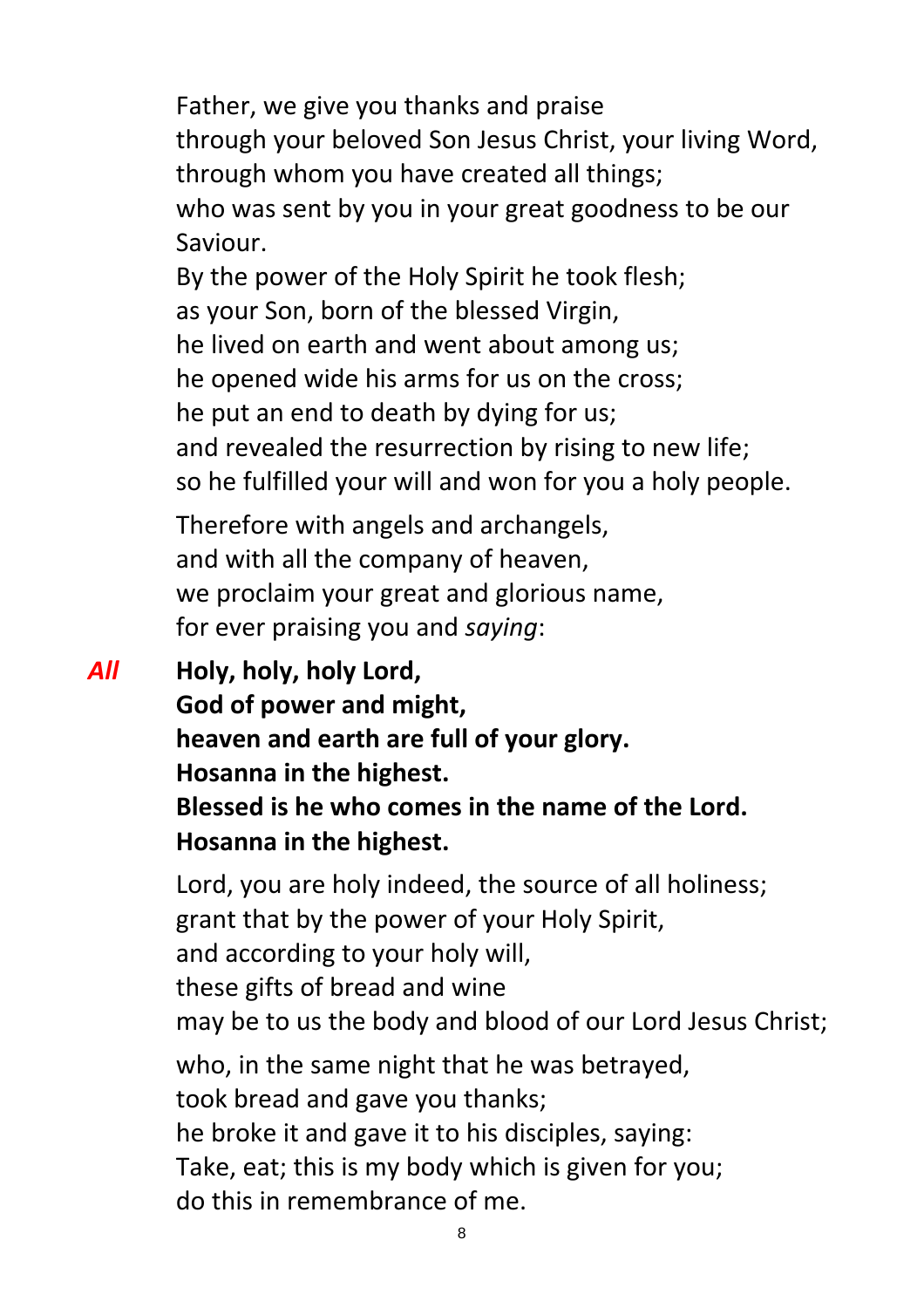Father, we give you thanks and praise
through your beloved Son Jesus Christ, your living Word,
through whom you have created all things;
who was sent by you in your great goodness to be our Saviour.
By the power of the Holy Spirit he took flesh;
as your Son, born of the blessed Virgin,
he lived on earth and went about among us;
he opened wide his arms for us on the cross;
he put an end to death by dying for us;
and revealed the resurrection by rising to new life;
so he fulfilled your will and won for you a holy people.

Therefore with angels and archangels,
and with all the company of heaven,
we proclaim your great and glorious name,
for ever praising you and *saying*:

*All* **Holy, holy, holy Lord,**
**God of power and might,**
**heaven and earth are full of your glory.**
**Hosanna in the highest.**
**Blessed is he who comes in the name of the Lord.**
**Hosanna in the highest.**

Lord, you are holy indeed, the source of all holiness;
grant that by the power of your Holy Spirit,
and according to your holy will,
these gifts of bread and wine
may be to us the body and blood of our Lord Jesus Christ;

who, in the same night that he was betrayed,
took bread and gave you thanks;
he broke it and gave it to his disciples, saying:
Take, eat; this is my body which is given for you;
do this in remembrance of me.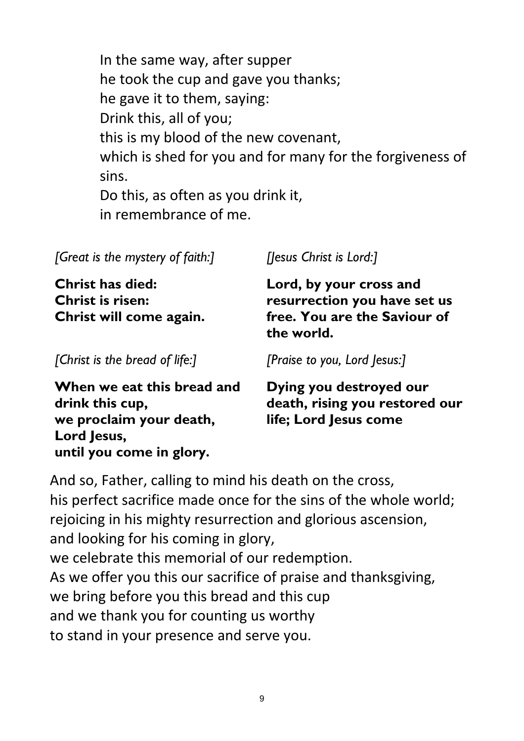In the same way, after supper
he took the cup and gave you thanks;
he gave it to them, saying:
Drink this, all of you;
this is my blood of the new covenant,
which is shed for you and for many for the forgiveness of sins.
Do this, as often as you drink it,
in remembrance of me.

*[Great is the mystery of faith:]*

**Christ has died:
Christ is risen:
Christ will come again.**

*[Jesus Christ is Lord:]*

**Lord, by your cross and resurrection you have set us free. You are the Saviour of the world.**

*[Christ is the bread of life:]*

**When we eat this bread and drink this cup,
we proclaim your death, Lord Jesus,
until you come in glory.**

*[Praise to you, Lord Jesus:]*

**Dying you destroyed our death, rising you restored our life; Lord Jesus come**

And so, Father, calling to mind his death on the cross,
his perfect sacrifice made once for the sins of the whole world;
rejoicing in his mighty resurrection and glorious ascension,
and looking for his coming in glory,
we celebrate this memorial of our redemption.
As we offer you this our sacrifice of praise and thanksgiving,
we bring before you this bread and this cup
and we thank you for counting us worthy
to stand in your presence and serve you.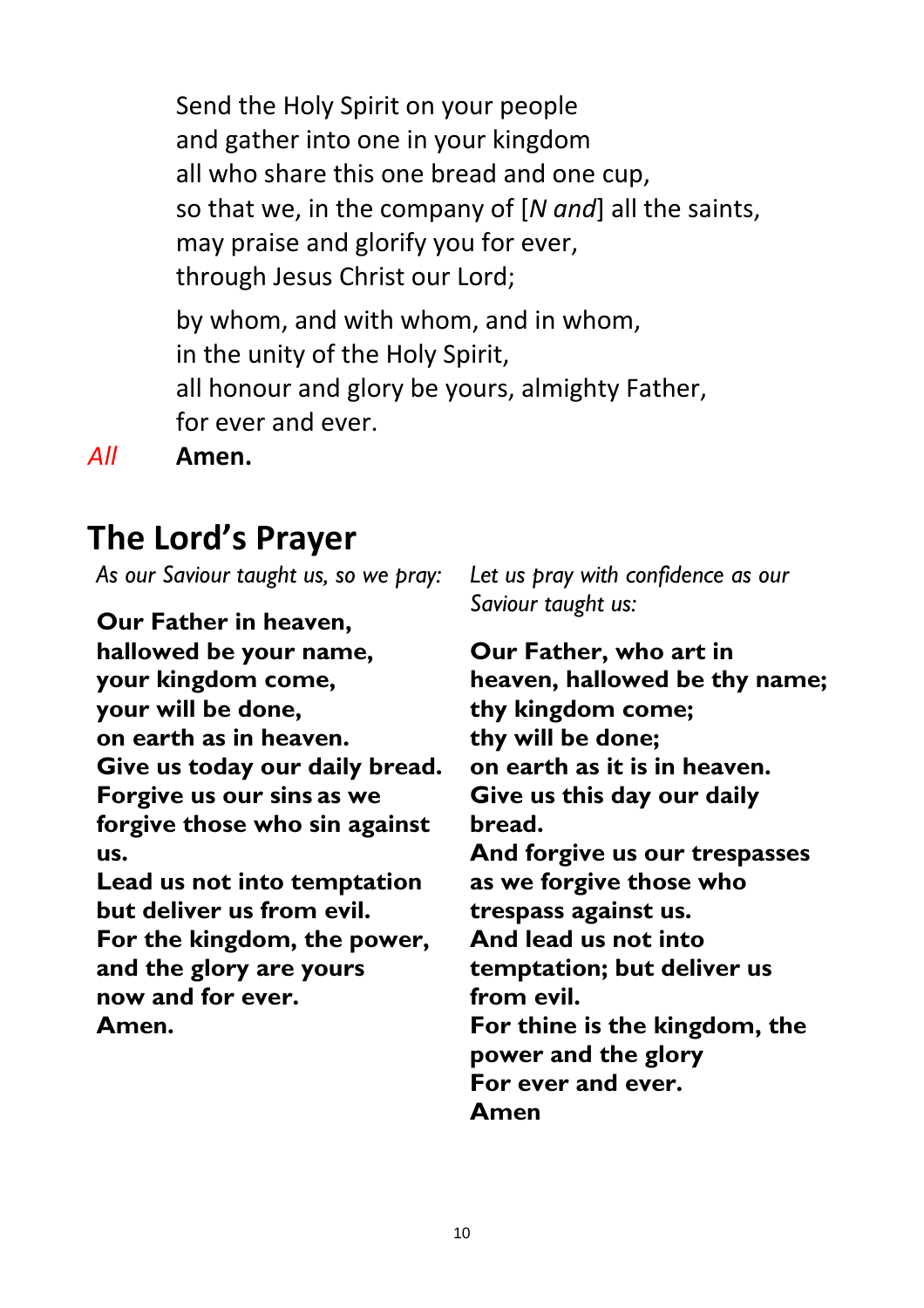Send the Holy Spirit on your people
and gather into one in your kingdom
all who share this one bread and one cup,
so that we, in the company of [*N and*] all the saints,
may praise and glorify you for ever,
through Jesus Christ our Lord;

by whom, and with whom, and in whom,
in the unity of the Holy Spirit,
all honour and glory be yours, almighty Father,
for ever and ever.

*All* **Amen.**

## The Lord's Prayer

*As our Saviour taught us, so we pray:*

**Our Father in heaven,
hallowed be your name,
your kingdom come,
your will be done,
on earth as in heaven.
Give us today our daily bread.
Forgive us our sins as we forgive those who sin against us.
Lead us not into temptation
but deliver us from evil.
For the kingdom, the power,
and the glory are yours
now and for ever.
Amen.**

*Let us pray with confidence as our Saviour taught us:*

**Our Father, who art in heaven, hallowed be thy name;
thy kingdom come;
thy will be done;
on earth as it is in heaven.
Give us this day our daily bread.
And forgive us our trespasses as we forgive those who trespass against us.
And lead us not into temptation; but deliver us from evil.
For thine is the kingdom, the power and the glory
For ever and ever.
Amen**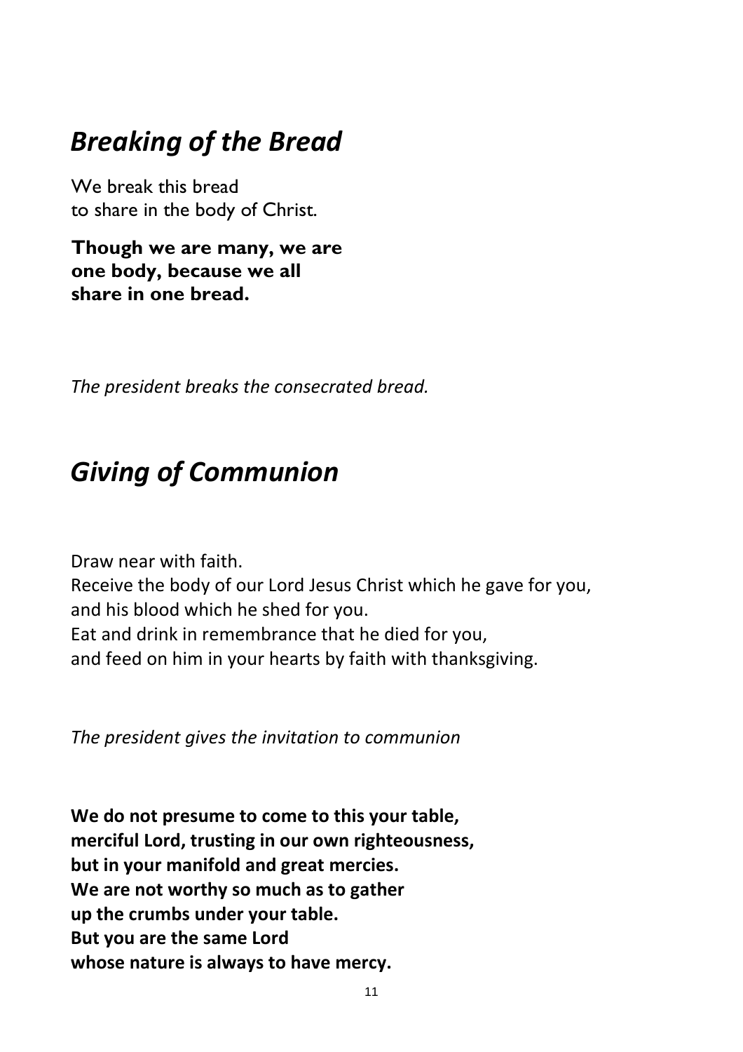## *Breaking of the Bread*

We break this bread
to share in the body of Christ.

**Though we are many, we are
one body, because we all
share in one bread.**

*The president breaks the consecrated bread.*

## *Giving of Communion*

Draw near with faith.
Receive the body of our Lord Jesus Christ which he gave for you,
and his blood which he shed for you.
Eat and drink in remembrance that he died for you,
and feed on him in your hearts by faith with thanksgiving.

*The president gives the invitation to communion*

**We do not presume to come to this your table,
merciful Lord, trusting in our own righteousness,
but in your manifold and great mercies.
We are not worthy so much as to gather
up the crumbs under your table.
But you are the same Lord
whose nature is always to have mercy.**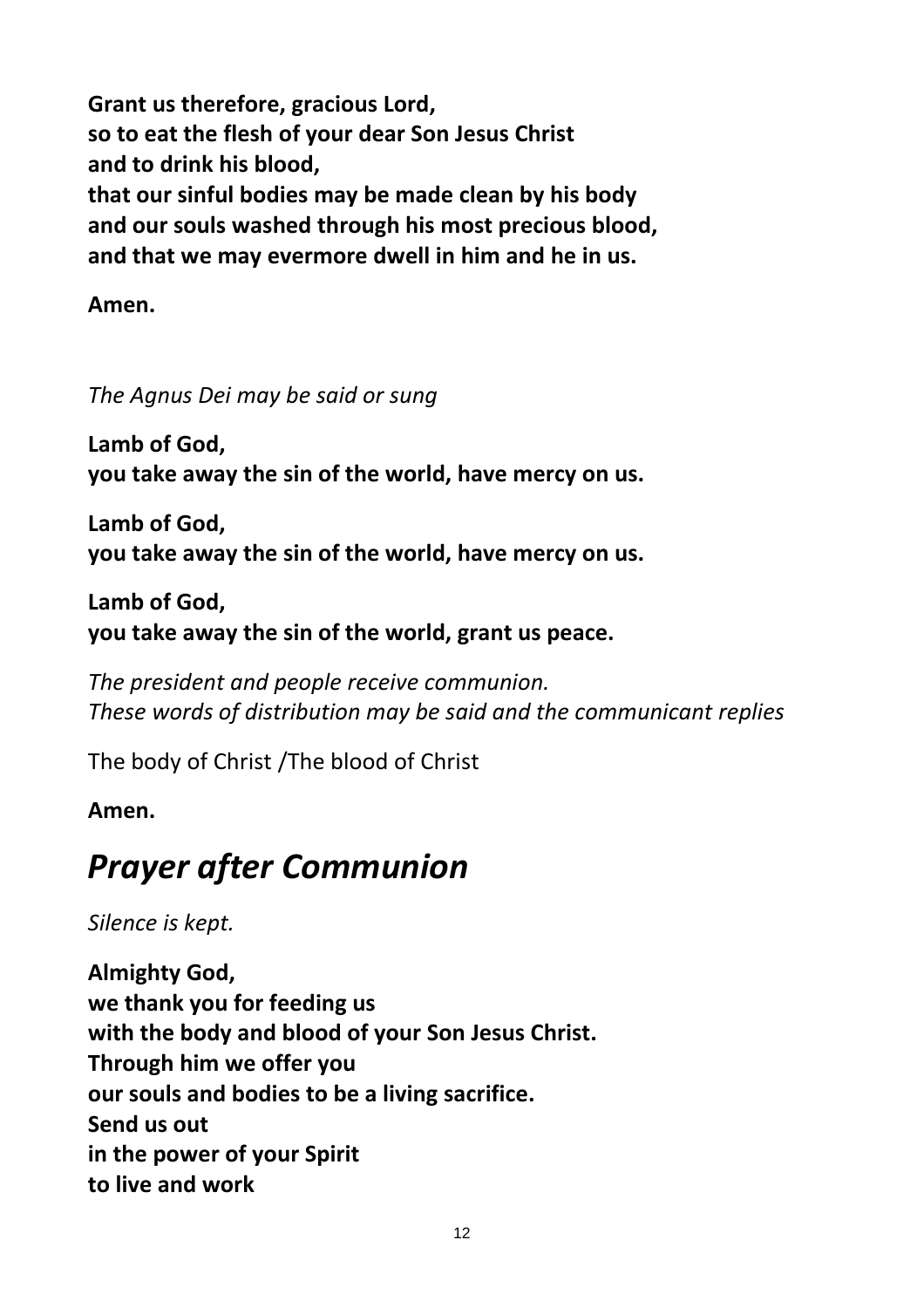**Grant us therefore, gracious Lord,**
**so to eat the flesh of your dear Son Jesus Christ**
**and to drink his blood,**
**that our sinful bodies may be made clean by his body**
**and our souls washed through his most precious blood,**
**and that we may evermore dwell in him and he in us.**

**Amen.**

*The Agnus Dei may be said or sung*

**Lamb of God,**
**you take away the sin of the world, have mercy on us.**

**Lamb of God,**
**you take away the sin of the world, have mercy on us.**

**Lamb of God,**
**you take away the sin of the world, grant us peace.**

*The president and people receive communion.*
*These words of distribution may be said and the communicant replies*

The body of Christ /The blood of Christ

**Amen.**

# *Prayer after Communion*

*Silence is kept.*

**Almighty God,**
**we thank you for feeding us**
**with the body and blood of your Son Jesus Christ.**
**Through him we offer you**
**our souls and bodies to be a living sacrifice.**
**Send us out**
**in the power of your Spirit**
**to live and work**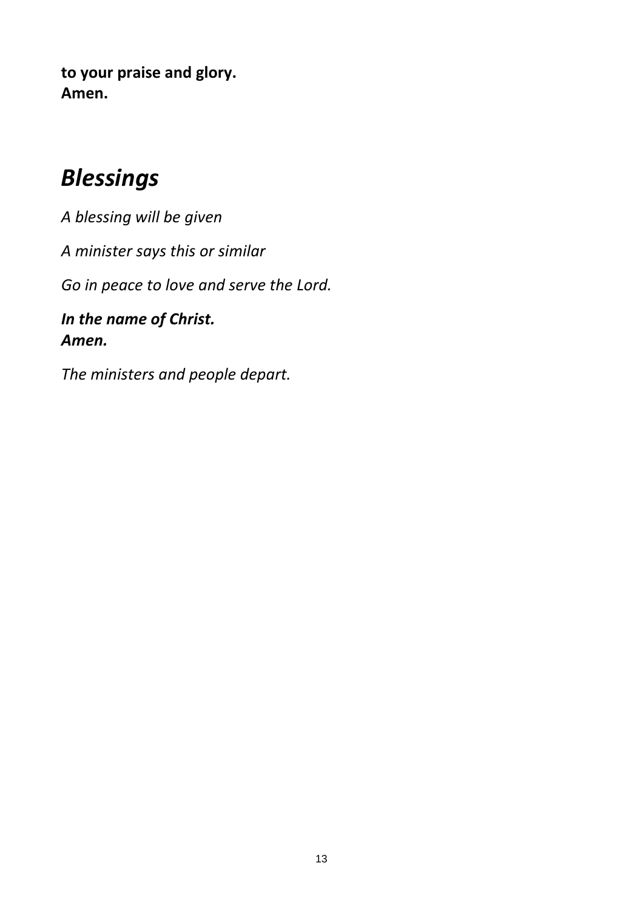**to your praise and glory.**
**Amen.**

# *Blessings*

*A blessing will be given*

*A minister says this or similar*

*Go in peace to love and serve the Lord.*

***In the name of Christ.***
***Amen.***

*The ministers and people depart.*